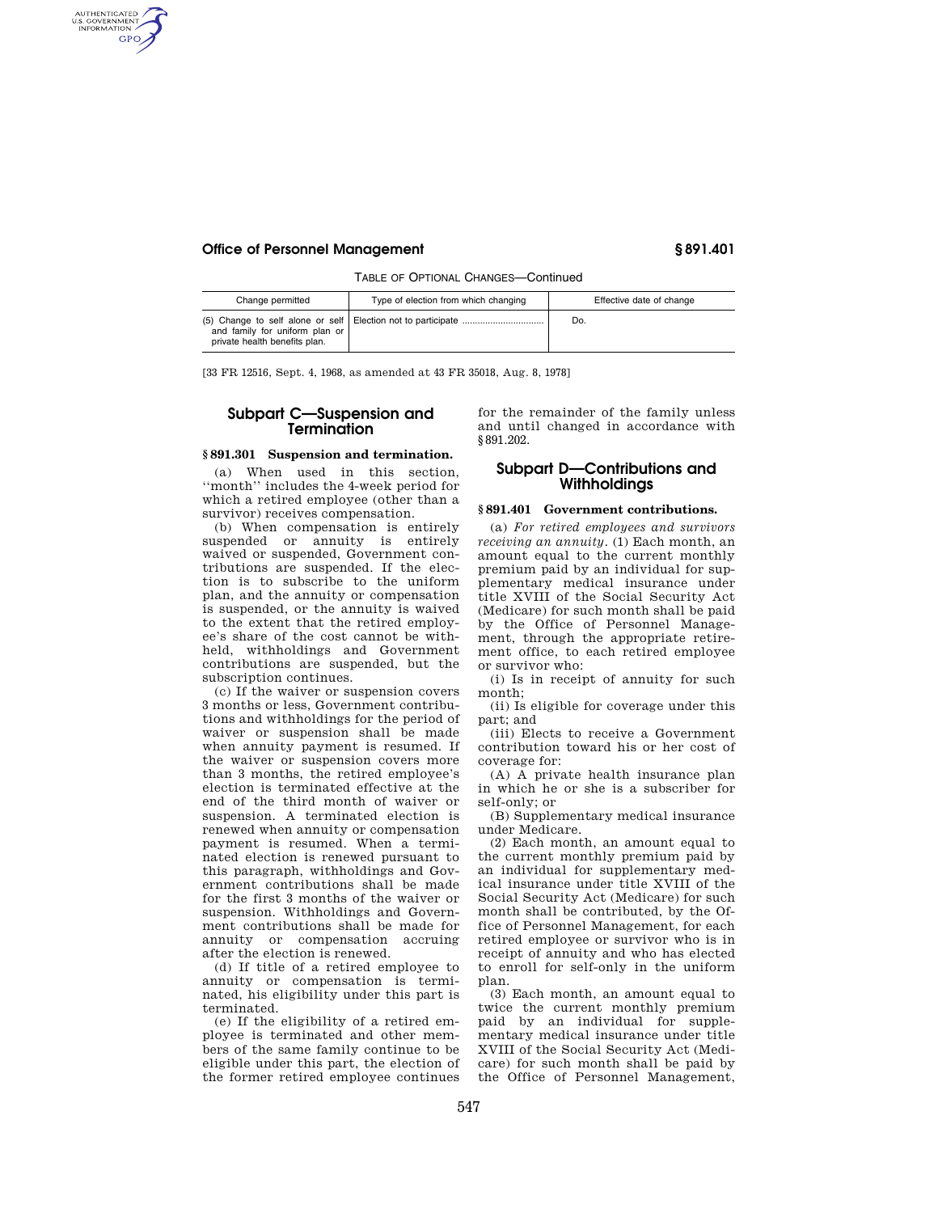TABLE OF OPTIONAL CHANGES—Continued

| Change permitted | Type of election from which changing | Effective date of change |
| --- | --- | --- |
| (5) Change to self alone or self and family for uniform plan or private health benefits plan. | Election not to participate ................................ | Do. |

[33 FR 12516, Sept. 4, 1968, as amended at 43 FR 35018, Aug. 8, 1978]

## Subpart C—Suspension and Termination

### § 891.301 Suspension and termination.

(a) When used in this section, ''month'' includes the 4-week period for which a retired employee (other than a survivor) receives compensation.

(b) When compensation is entirely suspended or annuity is entirely waived or suspended, Government contributions are suspended. If the election is to subscribe to the uniform plan, and the annuity or compensation is suspended, or the annuity is waived to the extent that the retired employee's share of the cost cannot be withheld, withholdings and Government contributions are suspended, but the subscription continues.

(c) If the waiver or suspension covers 3 months or less, Government contributions and withholdings for the period of waiver or suspension shall be made when annuity payment is resumed. If the waiver or suspension covers more than 3 months, the retired employee's election is terminated effective at the end of the third month of waiver or suspension. A terminated election is renewed when annuity or compensation payment is resumed. When a terminated election is renewed pursuant to this paragraph, withholdings and Government contributions shall be made for the first 3 months of the waiver or suspension. Withholdings and Government contributions shall be made for annuity or compensation accruing after the election is renewed.

(d) If title of a retired employee to annuity or compensation is terminated, his eligibility under this part is terminated.

(e) If the eligibility of a retired employee is terminated and other members of the same family continue to be eligible under this part, the election of the former retired employee continues for the remainder of the family unless and until changed in accordance with § 891.202.

## Subpart D—Contributions and Withholdings

### § 891.401 Government contributions.

(a) *For retired employees and survivors receiving an annuity.* (1) Each month, an amount equal to the current monthly premium paid by an individual for supplementary medical insurance under title XVIII of the Social Security Act (Medicare) for such month shall be paid by the Office of Personnel Management, through the appropriate retirement office, to each retired employee or survivor who:

(i) Is in receipt of annuity for such month;

(ii) Is eligible for coverage under this part; and

(iii) Elects to receive a Government contribution toward his or her cost of coverage for:

(A) A private health insurance plan in which he or she is a subscriber for self-only; or

(B) Supplementary medical insurance under Medicare.

(2) Each month, an amount equal to the current monthly premium paid by an individual for supplementary medical insurance under title XVIII of the Social Security Act (Medicare) for such month shall be contributed, by the Office of Personnel Management, for each retired employee or survivor who is in receipt of annuity and who has elected to enroll for self-only in the uniform plan.

(3) Each month, an amount equal to twice the current monthly premium paid by an individual for supplementary medical insurance under title XVIII of the Social Security Act (Medicare) for such month shall be paid by the Office of Personnel Management,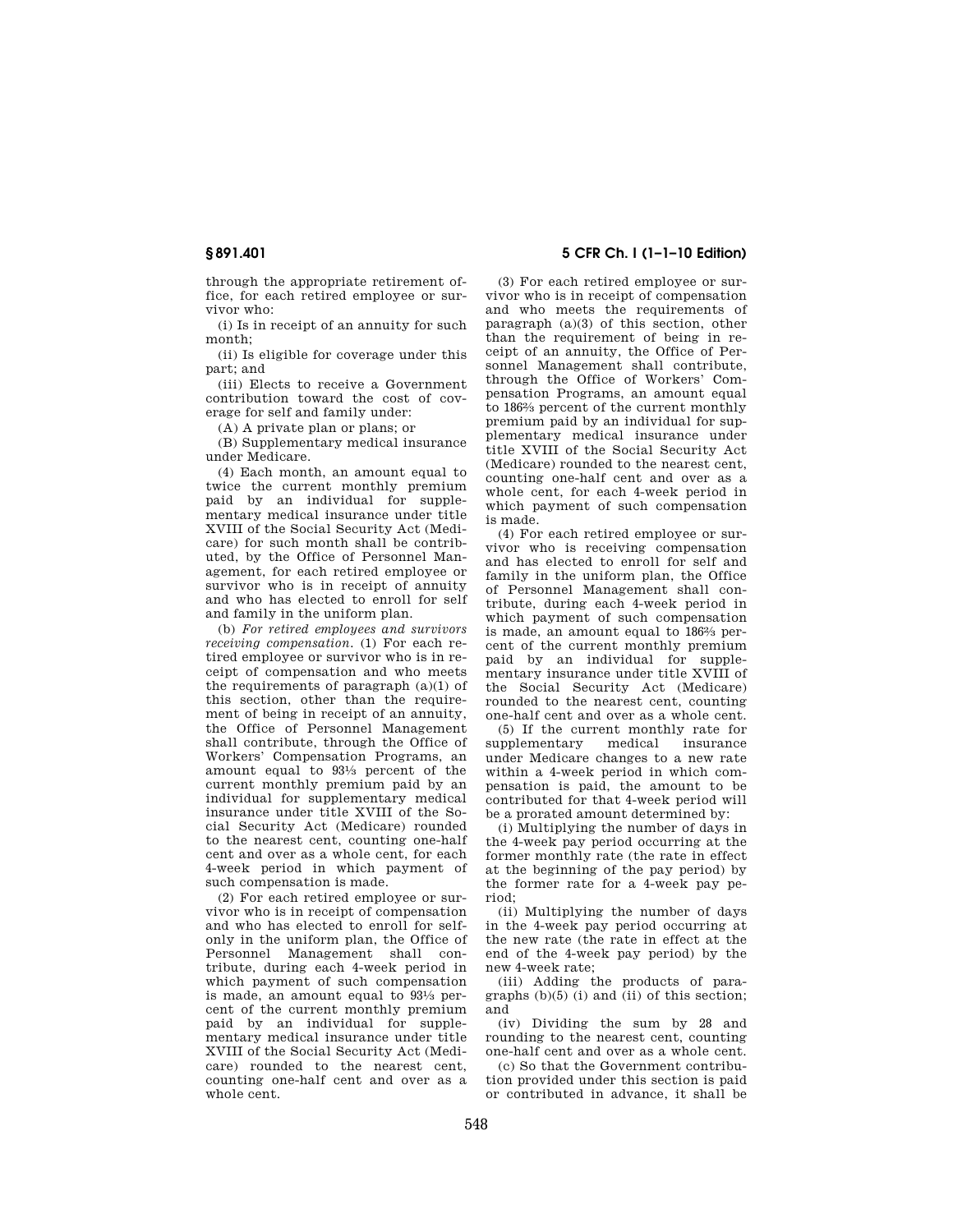through the appropriate retirement office, for each retired employee or survivor who:

(i) Is in receipt of an annuity for such month;

(ii) Is eligible for coverage under this part; and

(iii) Elects to receive a Government contribution toward the cost of coverage for self and family under:

(A) A private plan or plans; or

(B) Supplementary medical insurance under Medicare.

(4) Each month, an amount equal to twice the current monthly premium paid by an individual for supplementary medical insurance under title XVIII of the Social Security Act (Medicare) for such month shall be contributed, by the Office of Personnel Management, for each retired employee or survivor who is in receipt of annuity and who has elected to enroll for self and family in the uniform plan.

(b) *For retired employees and survivors receiving compensation.* (1) For each retired employee or survivor who is in receipt of compensation and who meets the requirements of paragraph (a)(1) of this section, other than the requirement of being in receipt of an annuity, the Office of Personnel Management shall contribute, through the Office of Workers' Compensation Programs, an amount equal to 93⅓ percent of the current monthly premium paid by an individual for supplementary medical insurance under title XVIII of the Social Security Act (Medicare) rounded to the nearest cent, counting one-half cent and over as a whole cent, for each 4-week period in which payment of such compensation is made.

(2) For each retired employee or survivor who is in receipt of compensation and who has elected to enroll for self-only in the uniform plan, the Office of Personnel Management shall contribute, during each 4-week period in which payment of such compensation is made, an amount equal to 93⅓ percent of the current monthly premium paid by an individual for supplementary medical insurance under title XVIII of the Social Security Act (Medicare) rounded to the nearest cent, counting one-half cent and over as a whole cent.

(3) For each retired employee or survivor who is in receipt of compensation and who meets the requirements of paragraph (a)(3) of this section, other than the requirement of being in receipt of an annuity, the Office of Personnel Management shall contribute, through the Office of Workers' Compensation Programs, an amount equal to 186⅔ percent of the current monthly premium paid by an individual for supplementary medical insurance under title XVIII of the Social Security Act (Medicare) rounded to the nearest cent, counting one-half cent and over as a whole cent, for each 4-week period in which payment of such compensation is made.

(4) For each retired employee or survivor who is receiving compensation and has elected to enroll for self and family in the uniform plan, the Office of Personnel Management shall contribute, during each 4-week period in which payment of such compensation is made, an amount equal to 186⅔ percent of the current monthly premium paid by an individual for supplementary insurance under title XVIII of the Social Security Act (Medicare) rounded to the nearest cent, counting one-half cent and over as a whole cent.

(5) If the current monthly rate for supplementary medical insurance under Medicare changes to a new rate within a 4-week period in which compensation is paid, the amount to be contributed for that 4-week period will be a prorated amount determined by:

(i) Multiplying the number of days in the 4-week pay period occurring at the former monthly rate (the rate in effect at the beginning of the pay period) by the former rate for a 4-week pay period;

(ii) Multiplying the number of days in the 4-week pay period occurring at the new rate (the rate in effect at the end of the 4-week pay period) by the new 4-week rate;

(iii) Adding the products of paragraphs (b)(5) (i) and (ii) of this section; and

(iv) Dividing the sum by 28 and rounding to the nearest cent, counting one-half cent and over as a whole cent.

(c) So that the Government contribution provided under this section is paid or contributed in advance, it shall be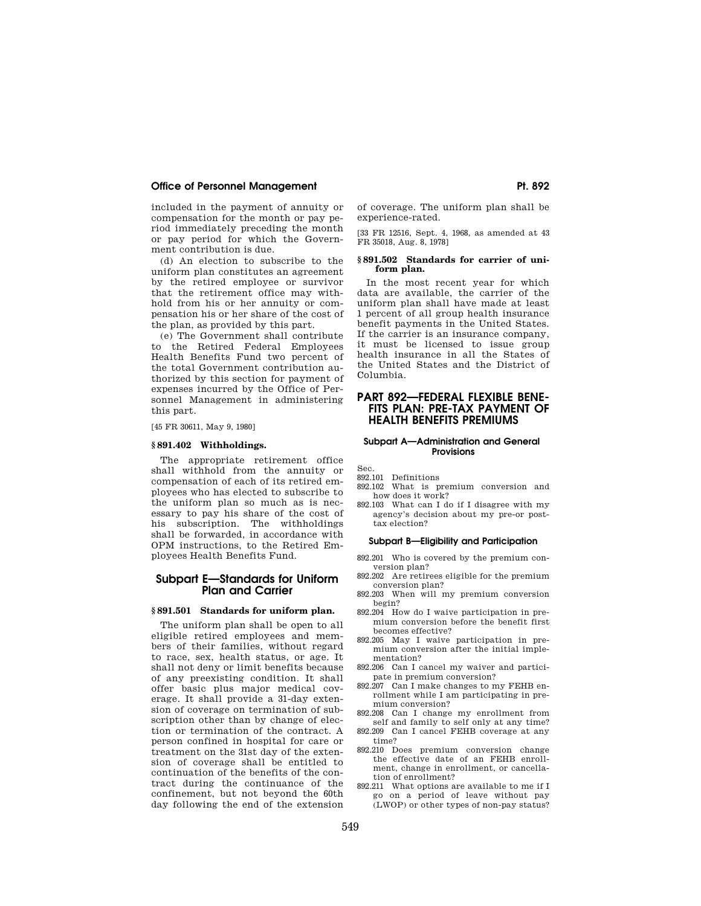included in the payment of annuity or compensation for the month or pay period immediately preceding the month or pay period for which the Government contribution is due.

(d) An election to subscribe to the uniform plan constitutes an agreement by the retired employee or survivor that the retirement office may withhold from his or her annuity or compensation his or her share of the cost of the plan, as provided by this part.

(e) The Government shall contribute to the Retired Federal Employees Health Benefits Fund two percent of the total Government contribution authorized by this section for payment of expenses incurred by the Office of Personnel Management in administering this part.

[45 FR 30611, May 9, 1980]

**§ 891.402 Withholdings.**

The appropriate retirement office shall withhold from the annuity or compensation of each of its retired employees who has elected to subscribe to the uniform plan so much as is necessary to pay his share of the cost of his subscription. The withholdings shall be forwarded, in accordance with OPM instructions, to the Retired Employees Health Benefits Fund.

## Subpart E—Standards for Uniform Plan and Carrier

**§ 891.501 Standards for uniform plan.**

The uniform plan shall be open to all eligible retired employees and members of their families, without regard to race, sex, health status, or age. It shall not deny or limit benefits because of any preexisting condition. It shall offer basic plus major medical coverage. It shall provide a 31-day extension of coverage on termination of subscription other than by change of election or termination of the contract. A person confined in hospital for care or treatment on the 31st day of the extension of coverage shall be entitled to continuation of the benefits of the contract during the continuance of the confinement, but not beyond the 60th day following the end of the extension of coverage. The uniform plan shall be experience-rated.

[33 FR 12516, Sept. 4, 1968, as amended at 43 FR 35018, Aug. 8, 1978]

**§ 891.502 Standards for carrier of uniform plan.**

In the most recent year for which data are available, the carrier of the uniform plan shall have made at least 1 percent of all group health insurance benefit payments in the United States. If the carrier is an insurance company, it must be licensed to issue group health insurance in all the States of the United States and the District of Columbia.

# PART 892—FEDERAL FLEXIBLE BENEFITS PLAN: PRE-TAX PAYMENT OF HEALTH BENEFITS PREMIUMS

### Subpart A—Administration and General Provisions

Sec.
892.101 Definitions
892.102 What is premium conversion and how does it work?
892.103 What can I do if I disagree with my agency's decision about my pre-or post-tax election?

### Subpart B—Eligibility and Participation

892.201 Who is covered by the premium conversion plan?
892.202 Are retirees eligible for the premium conversion plan?
892.203 When will my premium conversion begin?
892.204 How do I waive participation in premium conversion before the benefit first becomes effective?
892.205 May I waive participation in premium conversion after the initial implementation?
892.206 Can I cancel my waiver and participate in premium conversion?
892.207 Can I make changes to my FEHB enrollment while I am participating in premium conversion?
892.208 Can I change my enrollment from self and family to self only at any time?
892.209 Can I cancel FEHB coverage at any time?
892.210 Does premium conversion change the effective date of an FEHB enrollment, change in enrollment, or cancellation of enrollment?
892.211 What options are available to me if I go on a period of leave without pay (LWOP) or other types of non-pay status?